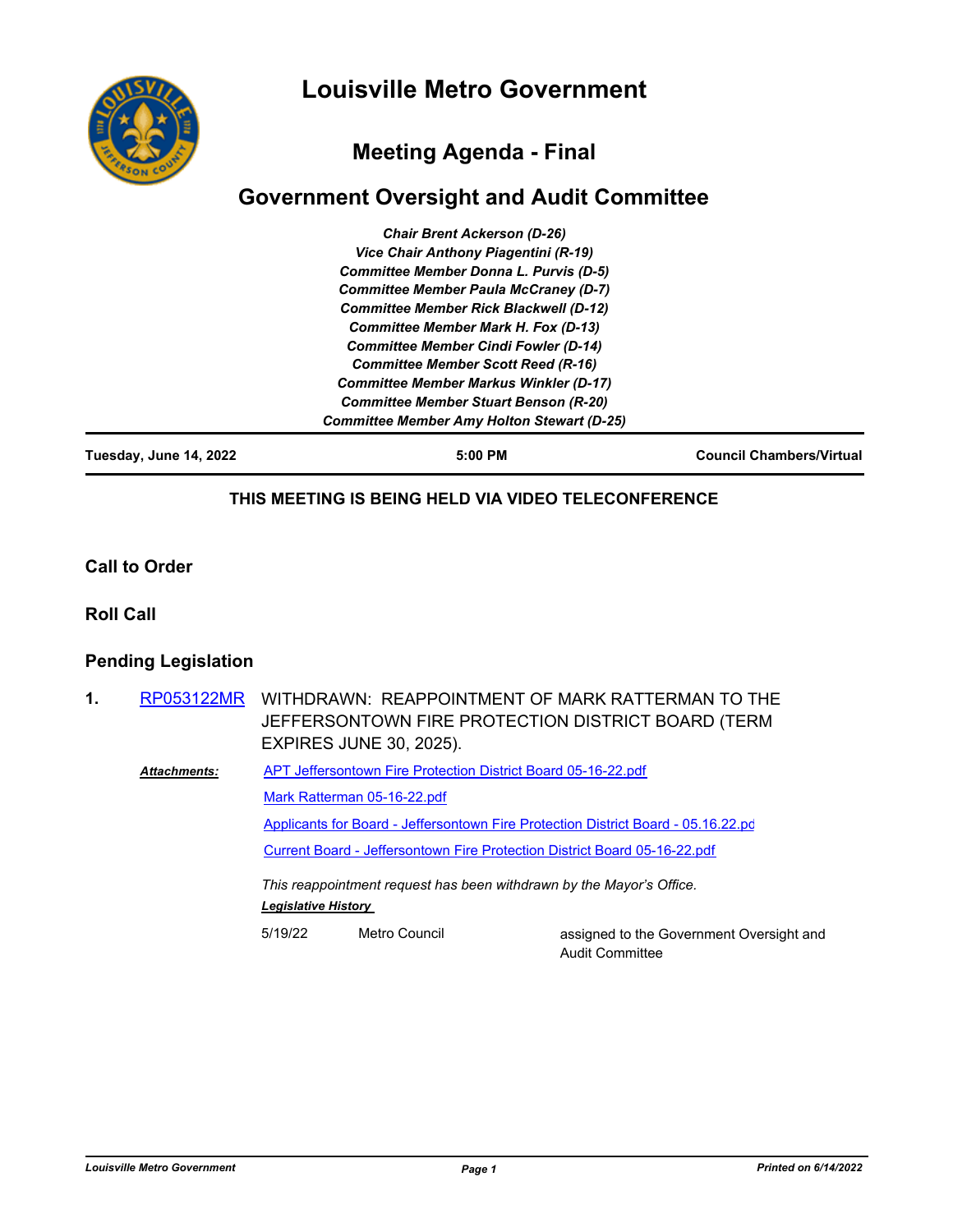# Louisville Metro Government

## Meeting Agenda - Final

## Government Oversight and Audit Committee

*Chair Brent Ackerson (D-26)*
*Vice Chair Anthony Piagentini (R-19)*
*Committee Member Donna L. Purvis (D-5)*
*Committee Member Paula McCraney (D-7)*
*Committee Member Rick Blackwell (D-12)*
*Committee Member Mark H. Fox (D-13)*
*Committee Member Cindi Fowler (D-14)*
*Committee Member Scott Reed (R-16)*
*Committee Member Markus Winkler (D-17)*
*Committee Member Stuart Benson (R-20)*
*Committee Member Amy Holton Stewart (D-25)*

**Tuesday, June 14, 2022** | **5:00 PM** | **Council Chambers/Virtual**

**THIS MEETING IS BEING HELD VIA VIDEO TELECONFERENCE**

### Call to Order

### Roll Call

### Pending Legislation

**1.** RP053122MR WITHDRAWN: REAPPOINTMENT OF MARK RATTERMAN TO THE JEFFERSONTOWN FIRE PROTECTION DISTRICT BOARD (TERM EXPIRES JUNE 30, 2025).

***Attachments:***
- APT Jeffersontown Fire Protection District Board 05-16-22.pdf
- Mark Ratterman 05-16-22.pdf
- Applicants for Board - Jeffersontown Fire Protection District Board - 05.16.22.pd
- Current Board - Jeffersontown Fire Protection District Board 05-16-22.pdf

*This reappointment request has been withdrawn by the Mayor's Office.*

***Legislative History***

| | | |
|---|---|---|
| 5/19/22 | Metro Council | assigned to the Government Oversight and Audit Committee |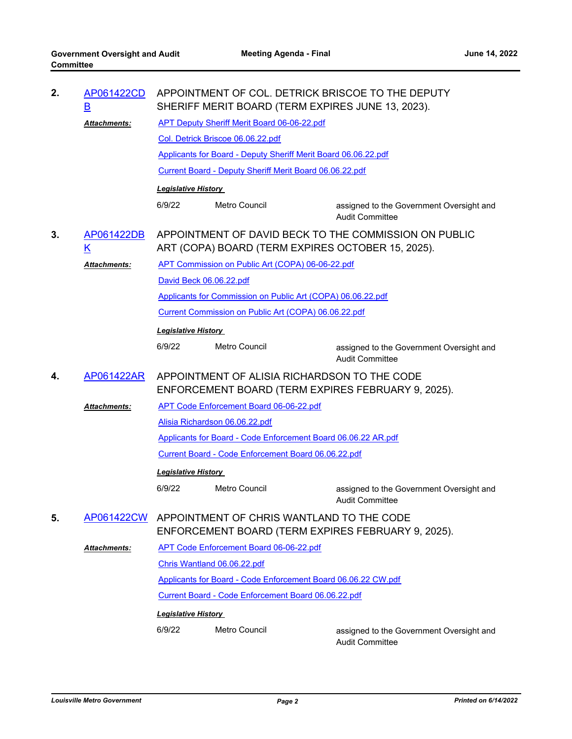**2.** AP061422CDB — APPOINTMENT OF COL. DETRICK BRISCOE TO THE DEPUTY SHERIFF MERIT BOARD (TERM EXPIRES JUNE 13, 2023).

***Attachments:***
- APT Deputy Sheriff Merit Board 06-06-22.pdf
- Col. Detrick Briscoe 06.06.22.pdf
- Applicants for Board - Deputy Sheriff Merit Board 06.06.22.pdf
- Current Board - Deputy Sheriff Merit Board 06.06.22.pdf

***Legislative History***

| | | |
|---|---|---|
| 6/9/22 | Metro Council | assigned to the Government Oversight and Audit Committee |

**3.** AP061422DBK — APPOINTMENT OF DAVID BECK TO THE COMMISSION ON PUBLIC ART (COPA) BOARD (TERM EXPIRES OCTOBER 15, 2025).

***Attachments:***
- APT Commission on Public Art (COPA) 06-06-22.pdf
- David Beck 06.06.22.pdf
- Applicants for Commission on Public Art (COPA) 06.06.22.pdf
- Current Commission on Public Art (COPA) 06.06.22.pdf

***Legislative History***

| | | |
|---|---|---|
| 6/9/22 | Metro Council | assigned to the Government Oversight and Audit Committee |

**4.** AP061422AR — APPOINTMENT OF ALISIA RICHARDSON TO THE CODE ENFORCEMENT BOARD (TERM EXPIRES FEBRUARY 9, 2025).

***Attachments:***
- APT Code Enforcement Board 06-06-22.pdf
- Alisia Richardson 06.06.22.pdf
- Applicants for Board - Code Enforcement Board 06.06.22 AR.pdf
- Current Board - Code Enforcement Board 06.06.22.pdf

***Legislative History***

| | | |
|---|---|---|
| 6/9/22 | Metro Council | assigned to the Government Oversight and Audit Committee |

**5.** AP061422CW — APPOINTMENT OF CHRIS WANTLAND TO THE CODE ENFORCEMENT BOARD (TERM EXPIRES FEBRUARY 9, 2025).

***Attachments:***
- APT Code Enforcement Board 06-06-22.pdf
- Chris Wantland 06.06.22.pdf
- Applicants for Board - Code Enforcement Board 06.06.22 CW.pdf
- Current Board - Code Enforcement Board 06.06.22.pdf

***Legislative History***

| | | |
|---|---|---|
| 6/9/22 | Metro Council | assigned to the Government Oversight and Audit Committee |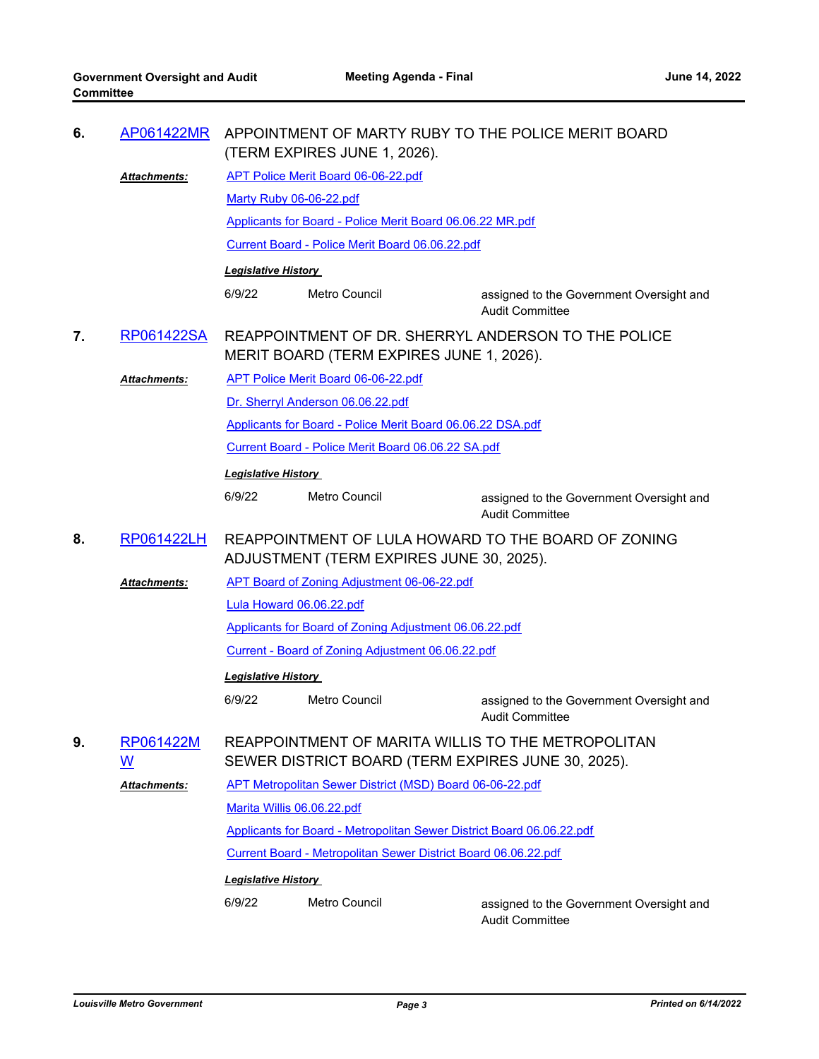**6.** AP061422MR APPOINTMENT OF MARTY RUBY TO THE POLICE MERIT BOARD (TERM EXPIRES JUNE 1, 2026).

***Attachments:***
APT Police Merit Board 06-06-22.pdf
Marty Ruby 06-06-22.pdf
Applicants for Board - Police Merit Board 06.06.22 MR.pdf
Current Board - Police Merit Board 06.06.22.pdf

***Legislative History***

| | | |
|---|---|---|
| 6/9/22 | Metro Council | assigned to the Government Oversight and Audit Committee |

**7.** RP061422SA REAPPOINTMENT OF DR. SHERRYL ANDERSON TO THE POLICE MERIT BOARD (TERM EXPIRES JUNE 1, 2026).

***Attachments:***
APT Police Merit Board 06-06-22.pdf
Dr. Sherryl Anderson 06.06.22.pdf
Applicants for Board - Police Merit Board 06.06.22 DSA.pdf
Current Board - Police Merit Board 06.06.22 SA.pdf

***Legislative History***

| | | |
|---|---|---|
| 6/9/22 | Metro Council | assigned to the Government Oversight and Audit Committee |

**8.** RP061422LH REAPPOINTMENT OF LULA HOWARD TO THE BOARD OF ZONING ADJUSTMENT (TERM EXPIRES JUNE 30, 2025).

***Attachments:***
APT Board of Zoning Adjustment 06-06-22.pdf
Lula Howard 06.06.22.pdf
Applicants for Board of Zoning Adjustment 06.06.22.pdf
Current - Board of Zoning Adjustment 06.06.22.pdf

***Legislative History***

| | | |
|---|---|---|
| 6/9/22 | Metro Council | assigned to the Government Oversight and Audit Committee |

**9.** RP061422MW REAPPOINTMENT OF MARITA WILLIS TO THE METROPOLITAN SEWER DISTRICT BOARD (TERM EXPIRES JUNE 30, 2025).

***Attachments:***
APT Metropolitan Sewer District (MSD) Board 06-06-22.pdf
Marita Willis 06.06.22.pdf
Applicants for Board - Metropolitan Sewer District Board 06.06.22.pdf
Current Board - Metropolitan Sewer District Board 06.06.22.pdf

***Legislative History***

| | | |
|---|---|---|
| 6/9/22 | Metro Council | assigned to the Government Oversight and Audit Committee |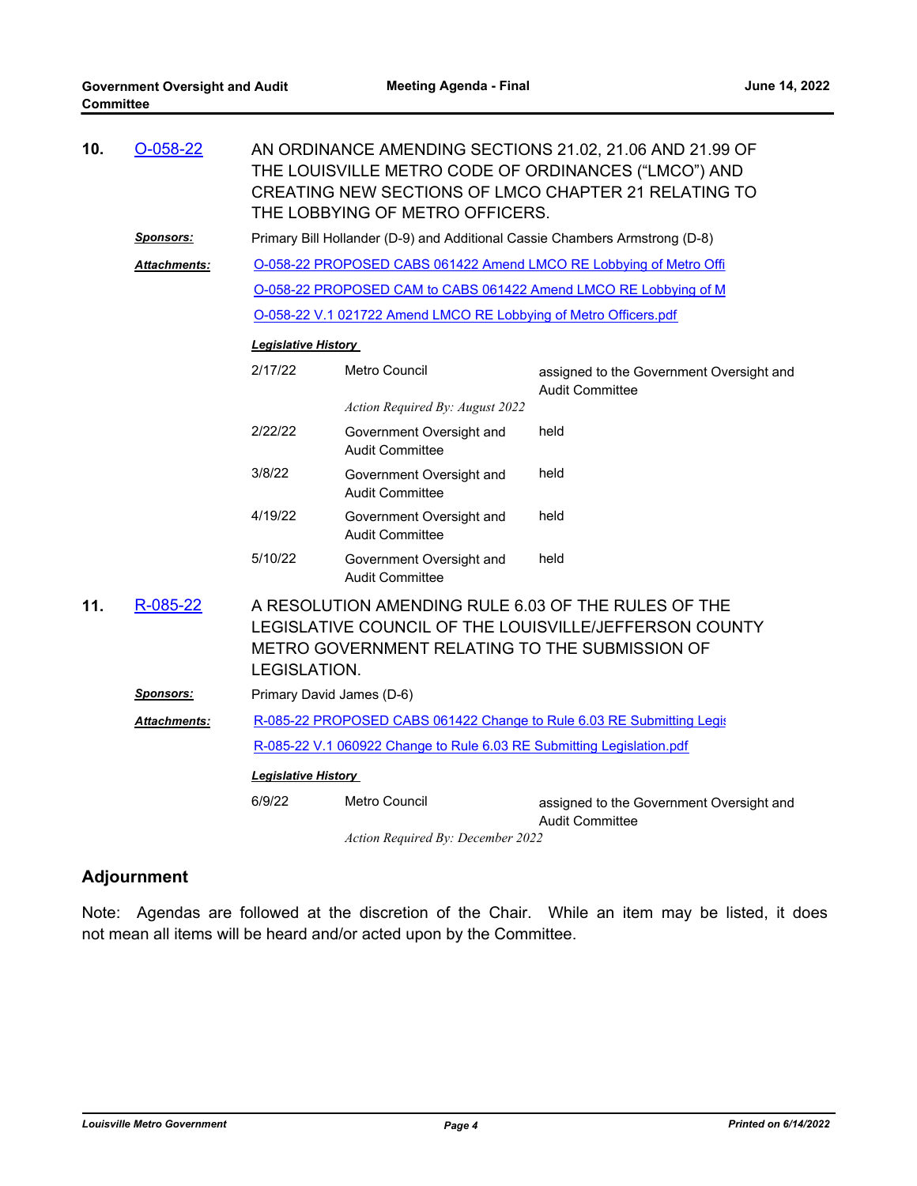**10.** O-058-22 AN ORDINANCE AMENDING SECTIONS 21.02, 21.06 AND 21.99 OF THE LOUISVILLE METRO CODE OF ORDINANCES ("LMCO") AND CREATING NEW SECTIONS OF LMCO CHAPTER 21 RELATING TO THE LOBBYING OF METRO OFFICERS.

***Sponsors:*** Primary Bill Hollander (D-9) and Additional Cassie Chambers Armstrong (D-8)

***Attachments:*** O-058-22 PROPOSED CABS 061422 Amend LMCO RE Lobbying of Metro Offi
O-058-22 PROPOSED CAM to CABS 061422 Amend LMCO RE Lobbying of M
O-058-22 V.1 021722 Amend LMCO RE Lobbying of Metro Officers.pdf

***Legislative History***

| | | |
|---|---|---|
| 2/17/22 | Metro Council<br>*Action Required By: August 2022* | assigned to the Government Oversight and Audit Committee |
| 2/22/22 | Government Oversight and Audit Committee | held |
| 3/8/22 | Government Oversight and Audit Committee | held |
| 4/19/22 | Government Oversight and Audit Committee | held |
| 5/10/22 | Government Oversight and Audit Committee | held |

**11.** R-085-22 A RESOLUTION AMENDING RULE 6.03 OF THE RULES OF THE LEGISLATIVE COUNCIL OF THE LOUISVILLE/JEFFERSON COUNTY METRO GOVERNMENT RELATING TO THE SUBMISSION OF LEGISLATION.

***Sponsors:*** Primary David James (D-6)

***Attachments:*** R-085-22 PROPOSED CABS 061422 Change to Rule 6.03 RE Submitting Legis
R-085-22 V.1 060922 Change to Rule 6.03 RE Submitting Legislation.pdf

***Legislative History***

| | | |
|---|---|---|
| 6/9/22 | Metro Council<br>*Action Required By: December 2022* | assigned to the Government Oversight and Audit Committee |

## Adjournment

Note: Agendas are followed at the discretion of the Chair. While an item may be listed, it does not mean all items will be heard and/or acted upon by the Committee.